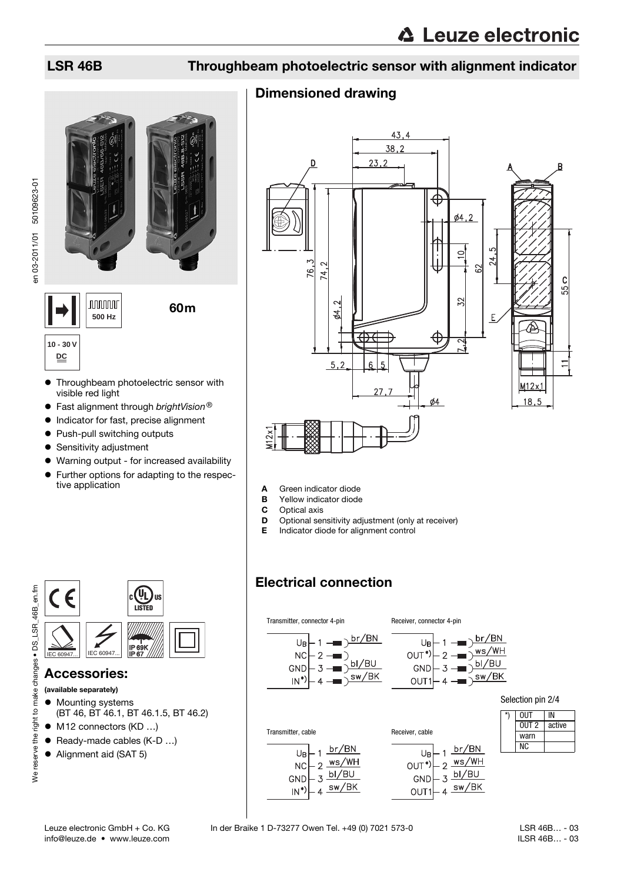# LSR 46B Throughbeam photoelectric sensor with alignment indicator

500 Hz

60m

10 - 30 V DC

- Throughbeam photoelectric sensor with visible red light
- Fast alignment through *brightVision®*
- Indicator for fast, precise alignment
- Push-pull switching outputs
- Sensitivity adjustment
- Warning output - for increased availability
- Further options for adapting to the respective application

IEC 60947... IEC 60947... IP 69K IP 67

## Accessories:

**(available separately)**

- Mounting systems (BT 46, BT 46.1, BT 46.1.5, BT 46.2)
- M12 connectors (KD …)
- Ready-made cables (K-D …)
- Alignment aid (SAT 5)

## Dimensioned drawing

- **A** Green indicator diode
- **B** Yellow indicator diode
- **C** Optical axis
- **D** Optional sensitivity adjustment (only at receiver)
- **E** Indicator diode for alignment control

## Electrical connection

Transmitter, connector 4-pin

| Pin | Signal | Wire |
|---|---|---|
| 1 | $U_B$ | br/BN |
| 2 | NC | |
| 3 | GND | bl/BU |
| 4 | IN*) | sw/BK |

Receiver, connector 4-pin

| Pin | Signal | Wire |
|---|---|---|
| 1 | $U_B$ | br/BN |
| 2 | OUT*) | ws/WH |
| 3 | GND | bl/BU |
| 4 | OUT1 | sw/BK |

Transmitter, cable

| Pin | Signal | Wire |
|---|---|---|
| 1 | $U_B$ | br/BN |
| 2 | NC | ws/WH |
| 3 | GND | bl/BU |
| 4 | IN*) | sw/BK |

Receiver, cable

| Pin | Signal | Wire |
|---|---|---|
| 1 | $U_B$ | br/BN |
| 2 | OUT*) | ws/WH |
| 3 | GND | bl/BU |
| 4 | OUT1 | sw/BK |

Selection pin 2/4

| *) | OUT | IN |
|---|---|---|
| | OUT 2 | active |
| | warn | |
| | NC | |

Leuze electronic GmbH + Co. KG In der Braike 1 D-73277 Owen Tel. +49 (0) 7021 573-0
info@leuze.de • www.leuze.com

LSR 46B… - 03
ILSR 46B… - 03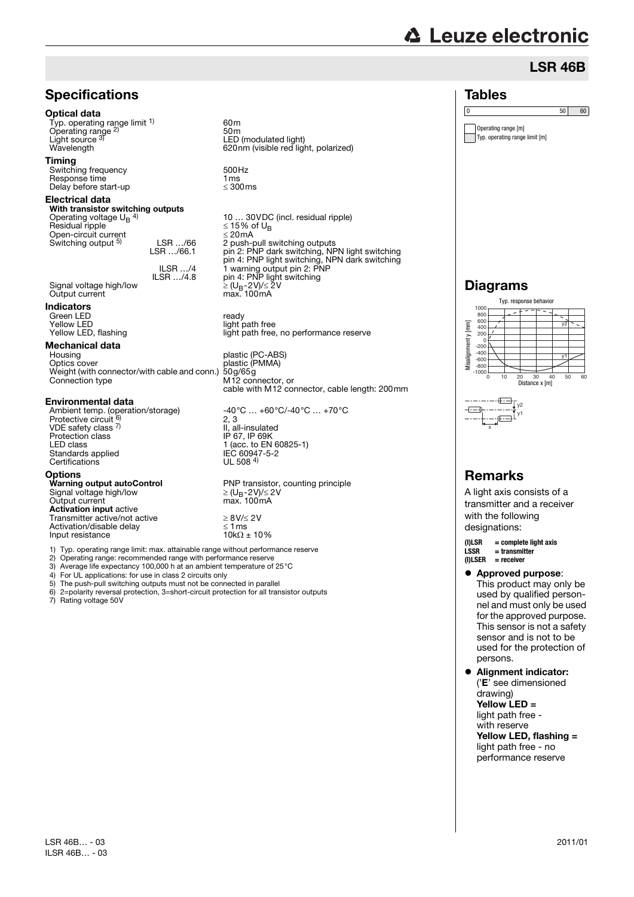# LSR 46B

## Specifications

### Optical data

| | |
|---|---|
| Typ. operating range limit [1] | 60m |
| Operating range [2] | 50m |
| Light source [3] | LED (modulated light) |
| Wavelength | 620nm (visible red light, polarized) |

### Timing

| | |
|---|---|
| Switching frequency | 500Hz |
| Response time | 1ms |
| Delay before start-up | ≤ 300ms |

### Electrical data

**With transistor switching outputs**

| | | |
|---|---|---|
| Operating voltage $U_B$ [4] | | 10 … 30VDC (incl. residual ripple) |
| Residual ripple | | ≤ 15% of $U_B$ |
| Open-circuit current | | ≤ 20mA |
| Switching output [5] | LSR …/66 | 2 push-pull switching outputs |
| | LSR …/66.1 | pin 2: PNP dark switching, NPN light switching<br>pin 4: PNP light switching, NPN dark switching |
| | ILSR …/4 | 1 warning output pin 2: PNP |
| | ILSR …/4.8 | pin 4: PNP light switching |
| Signal voltage high/low | | ≥ ($U_B$-2V)/≤ 2V |
| Output current | | max. 100mA |

### Indicators

| | |
|---|---|
| Green LED | ready |
| Yellow LED | light path free |
| Yellow LED, flashing | light path free, no performance reserve |

### Mechanical data

| | |
|---|---|
| Housing | plastic (PC-ABS) |
| Optics cover | plastic (PMMA) |
| Weight (with connector/with cable and conn.) | 50g/65g |
| Connection type | M12 connector, or<br>cable with M12 connector, cable length: 200mm |

### Environmental data

| | |
|---|---|
| Ambient temp. (operation/storage) | -40°C … +60°C/-40°C … +70°C |
| Protective circuit [6] | 2, 3 |
| VDE safety class [7] | II, all-insulated |
| Protection class | IP 67, IP 69K |
| LED class | 1 (acc. to EN 60825-1) |
| Standards applied | IEC 60947-5-2 |
| Certifications | UL 508 [4] |

### Options

| | |
|---|---|
| **Warning output autoControl** | PNP transistor, counting principle |
| Signal voltage high/low | ≥ ($U_B$-2V)/≤ 2V |
| Output current | max. 100mA |
| **Activation input** active | |
| Transmitter active/not active | ≥ 8V/≤ 2V |
| Activation/disable delay | ≤ 1ms |
| Input resistance | 10kΩ ± 10% |

1) Typ. operating range limit: max. attainable range without performance reserve
2) Operating range: recommended range with performance reserve
3) Average life expectancy 100,000 h at an ambient temperature of 25°C
4) For UL applications: for use in class 2 circuits only
5) The push-pull switching outputs must not be connected in parallel
6) 2=polarity reversal protection, 3=short-circuit protection for all transistor outputs
7) Rating voltage 50V

## Tables

| 0 | 50 | 60 |
|---|---|---|

Operating range [m]
Typ. operating range limit [m]

## Diagrams

Typ. response behavior

Misalignment y [mm] (-1000 … 1000); Distance x [m] (0 … 60); curves y1, y2

## Remarks

A light axis consists of a transmitter and a receiver with the following designations:

**(I)LSR** = complete light axis
**LSSR** = transmitter
**(I)LSER** = receiver

- **Approved purpose**: This product may only be used by qualified personnel and must only be used for the approved purpose. This sensor is not a safety sensor and is not to be used for the protection of persons.
- **Alignment indicator:** ('**E**' see dimensioned drawing)
  **Yellow LED =** light path free - with reserve
  **Yellow LED, flashing =** light path free - no performance reserve

LSR 46B… - 03
ILSR 46B… - 03

2011/01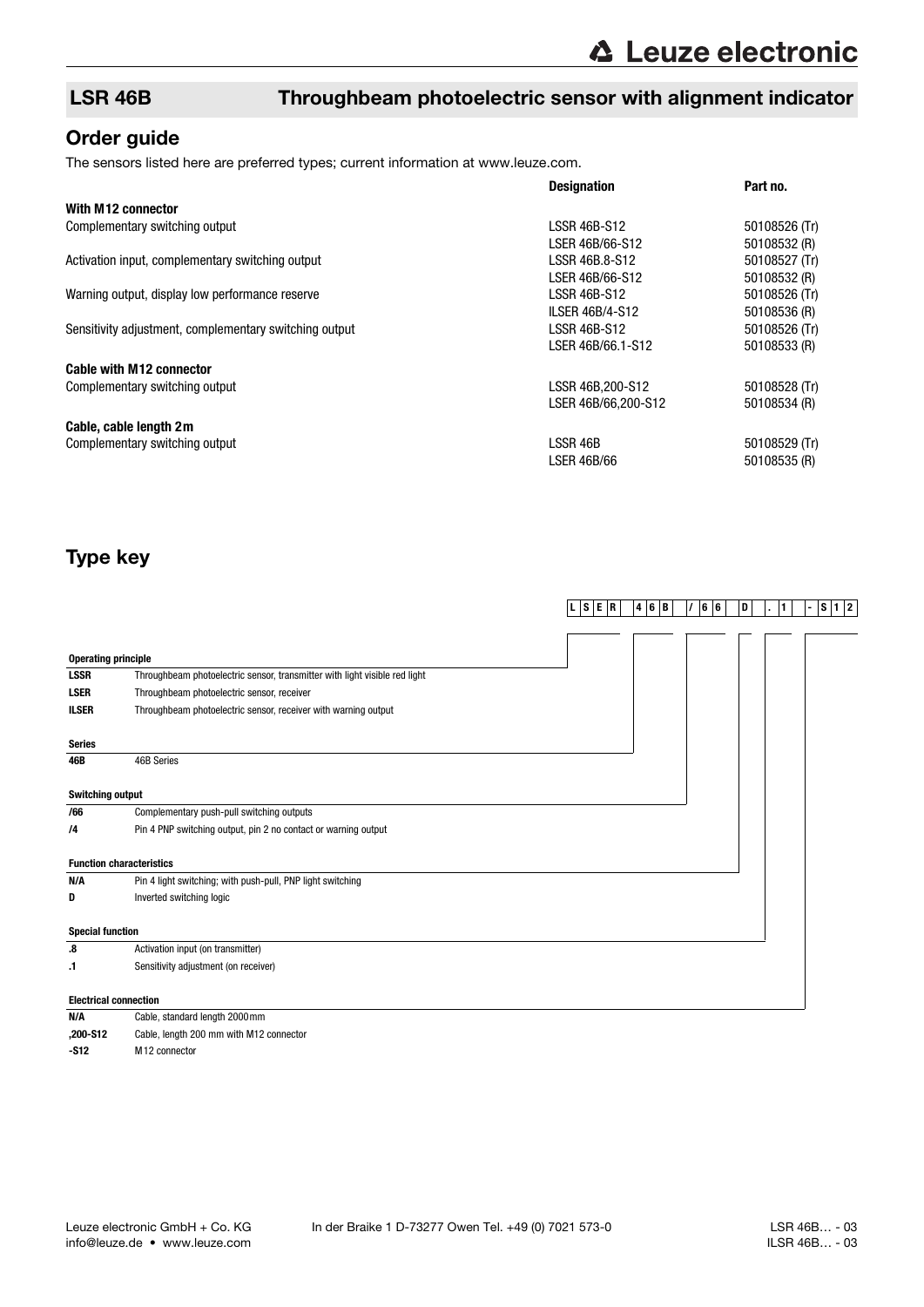## LSR 46B Throughbeam photoelectric sensor with alignment indicator

## Order guide

The sensors listed here are preferred types; current information at www.leuze.com.

| | Designation | Part no. |
|---|---|---|
| **With M12 connector** | | |
| Complementary switching output | LSSR 46B-S12 | 50108526 (Tr) |
| | LSER 46B/66-S12 | 50108532 (R) |
| Activation input, complementary switching output | LSSR 46B.8-S12 | 50108527 (Tr) |
| | LSER 46B/66-S12 | 50108532 (R) |
| Warning output, display low performance reserve | LSSR 46B-S12 | 50108526 (Tr) |
| | ILSER 46B/4-S12 | 50108536 (R) |
| Sensitivity adjustment, complementary switching output | LSSR 46B-S12 | 50108526 (Tr) |
| | LSER 46B/66.1-S12 | 50108533 (R) |
| **Cable with M12 connector** | | |
| Complementary switching output | LSSR 46B,200-S12 | 50108528 (Tr) |
| | LSER 46B/66,200-S12 | 50108534 (R) |
| **Cable, cable length 2m** | | |
| Complementary switching output | LSSR 46B | 50108529 (Tr) |
| | LSER 46B/66 | 50108535 (R) |

## Type key

L S E R 4 6 B / 6 6 D . 1 - S 1 2

**Operating principle**

| | |
|---|---|
| **LSSR** | Throughbeam photoelectric sensor, transmitter with light visible red light |
| **LSER** | Throughbeam photoelectric sensor, receiver |
| **ILSER** | Throughbeam photoelectric sensor, receiver with warning output |

**Series**

| | |
|---|---|
| **46B** | 46B Series |

**Switching output**

| | |
|---|---|
| **/66** | Complementary push-pull switching outputs |
| **/4** | Pin 4 PNP switching output, pin 2 no contact or warning output |

**Function characteristics**

| | |
|---|---|
| **N/A** | Pin 4 light switching; with push-pull, PNP light switching |
| **D** | Inverted switching logic |

**Special function**

| | |
|---|---|
| **.8** | Activation input (on transmitter) |
| **.1** | Sensitivity adjustment (on receiver) |

**Electrical connection**

| | |
|---|---|
| **N/A** | Cable, standard length 2000mm |
| **,200-S12** | Cable, length 200 mm with M12 connector |
| **-S12** | M12 connector |